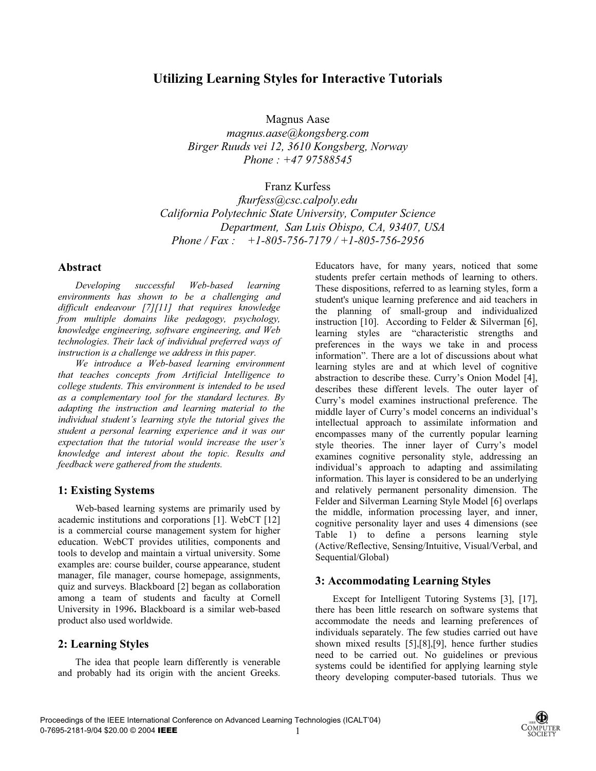# Utilizing Learning Styles for Interactive Tutorials

Magnus Aase
*magnus.aase@kongsberg.com*
*Birger Ruuds vei 12, 3610 Kongsberg, Norway*
*Phone : +47 97588545*

Franz Kurfess
*fkurfess@csc.calpoly.edu*
*California Polytechnic State University, Computer Science Department, San Luis Obispo, CA, 93407, USA*
*Phone / Fax : +1-805-756-7179 / +1-805-756-2956*

## Abstract

*Developing successful Web-based learning environments has shown to be a challenging and difficult endeavour [7][11] that requires knowledge from multiple domains like pedagogy, psychology, knowledge engineering, software engineering, and Web technologies. Their lack of individual preferred ways of instruction is a challenge we address in this paper.*

*We introduce a Web-based learning environment that teaches concepts from Artificial Intelligence to college students. This environment is intended to be used as a complementary tool for the standard lectures. By adapting the instruction and learning material to the individual student's learning style the tutorial gives the student a personal learning experience and it was our expectation that the tutorial would increase the user's knowledge and interest about the topic. Results and feedback were gathered from the students.*

## 1: Existing Systems

Web-based learning systems are primarily used by academic institutions and corporations [1]. WebCT [12] is a commercial course management system for higher education. WebCT provides utilities, components and tools to develop and maintain a virtual university. Some examples are: course builder, course appearance, student manager, file manager, course homepage, assignments, quiz and surveys. Blackboard [2] began as collaboration among a team of students and faculty at Cornell University in 1996**.** Blackboard is a similar web-based product also used worldwide.

## 2: Learning Styles

The idea that people learn differently is venerable and probably had its origin with the ancient Greeks. Educators have, for many years, noticed that some students prefer certain methods of learning to others. These dispositions, referred to as learning styles, form a student's unique learning preference and aid teachers in the planning of small-group and individualized instruction [10]. According to Felder & Silverman [6], learning styles are "characteristic strengths and preferences in the ways we take in and process information". There are a lot of discussions about what learning styles are and at which level of cognitive abstraction to describe these. Curry's Onion Model [4], describes these different levels. The outer layer of Curry's model examines instructional preference. The middle layer of Curry's model concerns an individual's intellectual approach to assimilate information and encompasses many of the currently popular learning style theories. The inner layer of Curry's model examines cognitive personality style, addressing an individual's approach to adapting and assimilating information. This layer is considered to be an underlying and relatively permanent personality dimension. The Felder and Silverman Learning Style Model [6] overlaps the middle, information processing layer, and inner, cognitive personality layer and uses 4 dimensions (see Table 1) to define a persons learning style (Active/Reflective, Sensing/Intuitive, Visual/Verbal, and Sequential/Global)

## 3: Accommodating Learning Styles

Except for Intelligent Tutoring Systems [3], [17], there has been little research on software systems that accommodate the needs and learning preferences of individuals separately. The few studies carried out have shown mixed results [5],[8],[9], hence further studies need to be carried out. No guidelines or previous systems could be identified for applying learning style theory developing computer-based tutorials. Thus we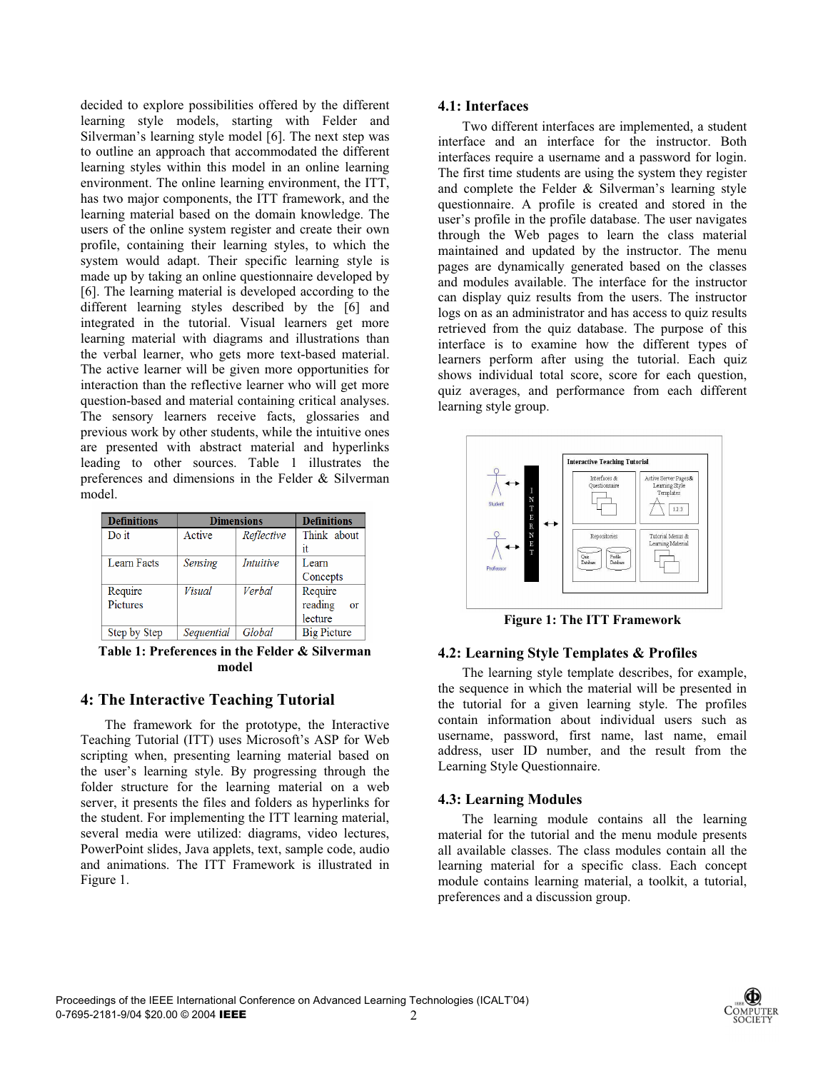decided to explore possibilities offered by the different learning style models, starting with Felder and Silverman's learning style model [6]. The next step was to outline an approach that accommodated the different learning styles within this model in an online learning environment. The online learning environment, the ITT, has two major components, the ITT framework, and the learning material based on the domain knowledge. The users of the online system register and create their own profile, containing their learning styles, to which the system would adapt. Their specific learning style is made up by taking an online questionnaire developed by [6]. The learning material is developed according to the different learning styles described by the [6] and integrated in the tutorial. Visual learners get more learning material with diagrams and illustrations than the verbal learner, who gets more text-based material. The active learner will be given more opportunities for interaction than the reflective learner who will get more question-based and material containing critical analyses. The sensory learners receive facts, glossaries and previous work by other students, while the intuitive ones are presented with abstract material and hyperlinks leading to other sources. Table 1 illustrates the preferences and dimensions in the Felder & Silverman model.

| Definitions | Dimensions | | Definitions |
|---|---|---|---|
| Do it | Active | *Reflective* | Think about it |
| Learn Facts | *Sensing* | *Intuitive* | Learn Concepts |
| Require Pictures | *Visual* | *Verbal* | Require reading or lecture |
| Step by Step | *Sequential* | *Global* | Big Picture |

**Table 1: Preferences in the Felder & Silverman model**

## 4: The Interactive Teaching Tutorial

The framework for the prototype, the Interactive Teaching Tutorial (ITT) uses Microsoft's ASP for Web scripting when, presenting learning material based on the user's learning style. By progressing through the folder structure for the learning material on a web server, it presents the files and folders as hyperlinks for the student. For implementing the ITT learning material, several media were utilized: diagrams, video lectures, PowerPoint slides, Java applets, text, sample code, audio and animations. The ITT Framework is illustrated in Figure 1.

### 4.1: Interfaces

Two different interfaces are implemented, a student interface and an interface for the instructor. Both interfaces require a username and a password for login. The first time students are using the system they register and complete the Felder & Silverman's learning style questionnaire. A profile is created and stored in the user's profile in the profile database. The user navigates through the Web pages to learn the class material maintained and updated by the instructor. The menu pages are dynamically generated based on the classes and modules available. The interface for the instructor can display quiz results from the users. The instructor logs on as an administrator and has access to quiz results retrieved from the quiz database. The purpose of this interface is to examine how the different types of learners perform after using the tutorial. Each quiz shows individual total score, score for each question, quiz averages, and performance from each different learning style group.

**Figure 1: The ITT Framework**

### 4.2: Learning Style Templates & Profiles

The learning style template describes, for example, the sequence in which the material will be presented in the tutorial for a given learning style. The profiles contain information about individual users such as username, password, first name, last name, email address, user ID number, and the result from the Learning Style Questionnaire.

### 4.3: Learning Modules

The learning module contains all the learning material for the tutorial and the menu module presents all available classes. The class modules contain all the learning material for a specific class. Each concept module contains learning material, a toolkit, a tutorial, preferences and a discussion group.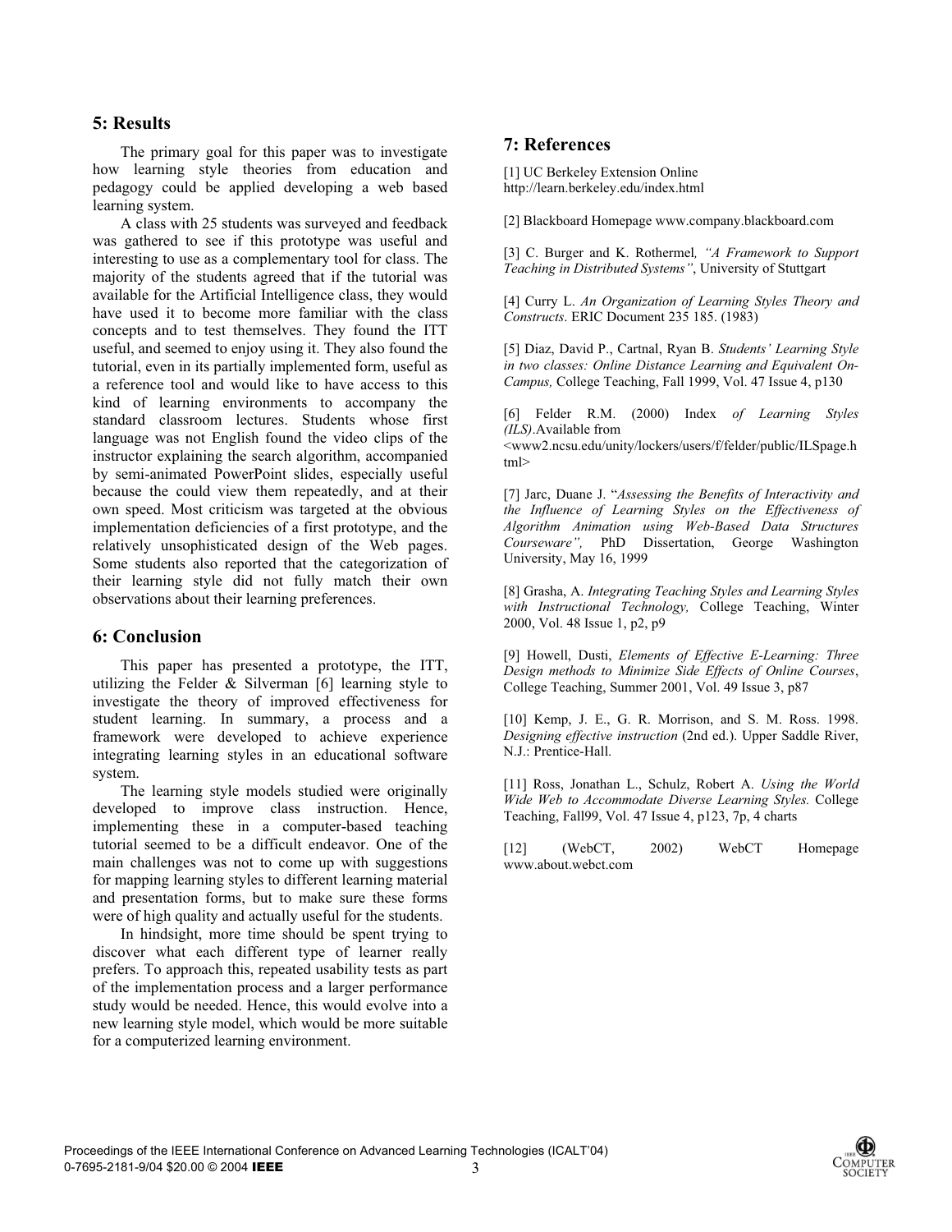## 5: Results

The primary goal for this paper was to investigate how learning style theories from education and pedagogy could be applied developing a web based learning system.

A class with 25 students was surveyed and feedback was gathered to see if this prototype was useful and interesting to use as a complementary tool for class. The majority of the students agreed that if the tutorial was available for the Artificial Intelligence class, they would have used it to become more familiar with the class concepts and to test themselves. They found the ITT useful, and seemed to enjoy using it. They also found the tutorial, even in its partially implemented form, useful as a reference tool and would like to have access to this kind of learning environments to accompany the standard classroom lectures. Students whose first language was not English found the video clips of the instructor explaining the search algorithm, accompanied by semi-animated PowerPoint slides, especially useful because the could view them repeatedly, and at their own speed. Most criticism was targeted at the obvious implementation deficiencies of a first prototype, and the relatively unsophisticated design of the Web pages. Some students also reported that the categorization of their learning style did not fully match their own observations about their learning preferences.

## 6: Conclusion

This paper has presented a prototype, the ITT, utilizing the Felder & Silverman [6] learning style to investigate the theory of improved effectiveness for student learning. In summary, a process and a framework were developed to achieve experience integrating learning styles in an educational software system.

The learning style models studied were originally developed to improve class instruction. Hence, implementing these in a computer-based teaching tutorial seemed to be a difficult endeavor. One of the main challenges was not to come up with suggestions for mapping learning styles to different learning material and presentation forms, but to make sure these forms were of high quality and actually useful for the students.

In hindsight, more time should be spent trying to discover what each different type of learner really prefers. To approach this, repeated usability tests as part of the implementation process and a larger performance study would be needed. Hence, this would evolve into a new learning style model, which would be more suitable for a computerized learning environment.

## 7: References

[1] UC Berkeley Extension Online http://learn.berkeley.edu/index.html

[2] Blackboard Homepage www.company.blackboard.com

[3] C. Burger and K. Rothermel*, "A Framework to Support Teaching in Distributed Systems"*, University of Stuttgart

[4] Curry L. *An Organization of Learning Styles Theory and Constructs.* ERIC Document 235 185. (1983)

[5] Diaz, David P., Cartnal, Ryan B. *Students' Learning Style in two classes: Online Distance Learning and Equivalent On-Campus,* College Teaching, Fall 1999, Vol. 47 Issue 4, p130

[6] Felder R.M. (2000) Index *of Learning Styles (ILS)*.Available from <www2.ncsu.edu/unity/lockers/users/f/felder/public/ILSpage.html>

[7] Jarc, Duane J. "*Assessing the Benefits of Interactivity and the Influence of Learning Styles on the Effectiveness of Algorithm Animation using Web-Based Data Structures Courseware",* PhD Dissertation, George Washington University, May 16, 1999

[8] Grasha, A. *Integrating Teaching Styles and Learning Styles with Instructional Technology,* College Teaching, Winter 2000, Vol. 48 Issue 1, p2, p9

[9] Howell, Dusti, *Elements of Effective E-Learning: Three Design methods to Minimize Side Effects of Online Courses*, College Teaching, Summer 2001, Vol. 49 Issue 3, p87

[10] Kemp, J. E., G. R. Morrison, and S. M. Ross. 1998. *Designing effective instruction* (2nd ed.). Upper Saddle River, N.J.: Prentice-Hall.

[11] Ross, Jonathan L., Schulz, Robert A. *Using the World Wide Web to Accommodate Diverse Learning Styles.* College Teaching, Fall99, Vol. 47 Issue 4, p123, 7p, 4 charts

[12] (WebCT, 2002) WebCT Homepage www.about.webct.com

Proceedings of the IEEE International Conference on Advanced Learning Technologies (ICALT'04)
0-7695-2181-9/04 $20.00 © 2004 **IEEE**